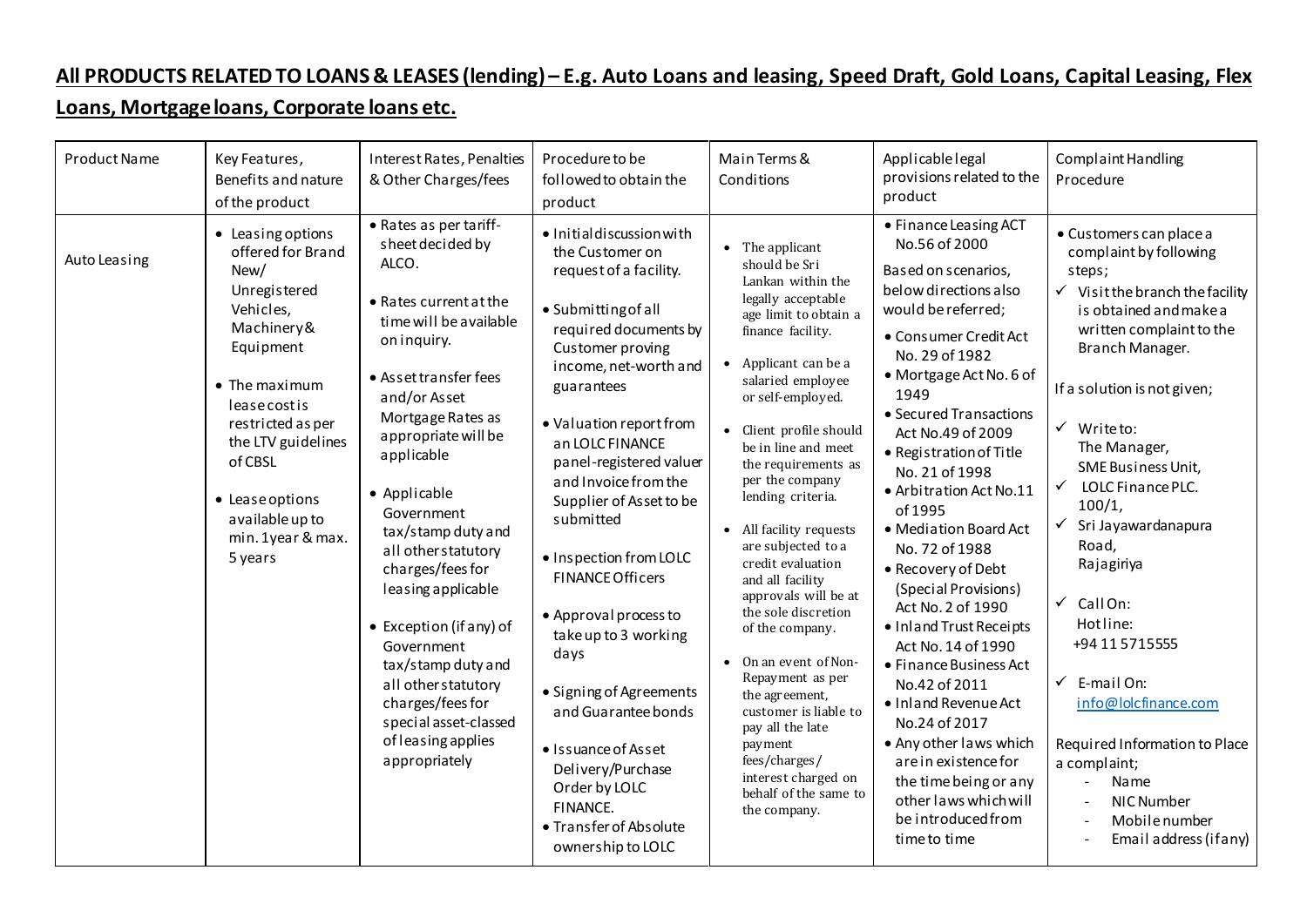## All PRODUCTS RELATED TO LOANS & LEASES (lending) – E.g. Auto Loans and leasing, Speed Draft, Gold Loans, Capital Leasing, Flex Loans, Mortgage loans, Corporate loans etc.

| Product Name | Key Features, Benefits and nature of the product | Interest Rates, Penalties & Other Charges/fees | Procedure to be followed to obtain the product | Main Terms & Conditions | Applicable legal provisions related to the product | Complaint Handling Procedure |
|---|---|---|---|---|---|---|
| Auto Leasing | • Leasing options offered for Brand New/ Unregistered Vehicles, Machinery & Equipment<br>• The maximum lease cost is restricted as per the LTV guidelines of CBSL<br>• Lease options available up to min. 1year & max. 5 years | • Rates as per tariff-sheet decided by ALCO.<br>• Rates current at the time will be available on inquiry.<br>• Asset transfer fees and/or Asset Mortgage Rates as appropriate will be applicable<br>• Applicable Government tax/stamp duty and all other statutory charges/fees for leasing applicable<br>• Exception (if any) of Government tax/stamp duty and all other statutory charges/fees for special asset-classed of leasing applies appropriately | • Initial discussion with the Customer on request of a facility.<br>• Submitting of all required documents by Customer proving income, net-worth and guarantees<br>• Valuation report from an LOLC FINANCE panel-registered valuer and Invoice from the Supplier of Asset to be submitted<br>• Inspection from LOLC FINANCE Officers<br>• Approval process to take up to 3 working days<br>• Signing of Agreements and Guarantee bonds<br>• Issuance of Asset Delivery/Purchase Order by LOLC FINANCE.<br>• Transfer of Absolute ownership to LOLC | • The applicant should be Sri Lankan within the legally acceptable age limit to obtain a finance facility.<br>• Applicant can be a salaried employee or self-employed.<br>• Client profile should be in line and meet the requirements as per the company lending criteria.<br>• All facility requests are subjected to a credit evaluation and all facility approvals will be at the sole discretion of the company.<br>• On an event of Non-Repayment as per the agreement, customer is liable to pay all the late payment fees/charges/ interest charged on behalf of the same to the company. | • Finance Leasing ACT No.56 of 2000<br>Based on scenarios, below directions also would be referred;<br>• Consumer Credit Act No. 29 of 1982<br>• Mortgage Act No. 6 of 1949<br>• Secured Transactions Act No.49 of 2009<br>• Registration of Title No. 21 of 1998<br>• Arbitration Act No.11 of 1995<br>• Mediation Board Act No. 72 of 1988<br>• Recovery of Debt (Special Provisions) Act No. 2 of 1990<br>• Inland Trust Receipts Act No. 14 of 1990<br>• Finance Business Act No.42 of 2011<br>• Inland Revenue Act No.24 of 2017<br>• Any other laws which are in existence for the time being or any other laws which will be introduced from time to time | • Customers can place a complaint by following steps;<br>✓ Visit the branch the facility is obtained and make a written complaint to the Branch Manager.<br>If a solution is not given;<br>✓ Write to: The Manager, SME Business Unit,<br>✓ LOLC Finance PLC. 100/1,<br>✓ Sri Jayawardanapura Road, Rajagiriya<br>✓ Call On: Hotline: +94 11 5715555<br>✓ E-mail On: info@lolcfinance.com<br>Required Information to Place a complaint;<br>- Name<br>- NIC Number<br>- Mobile number<br>- Email address (if any) |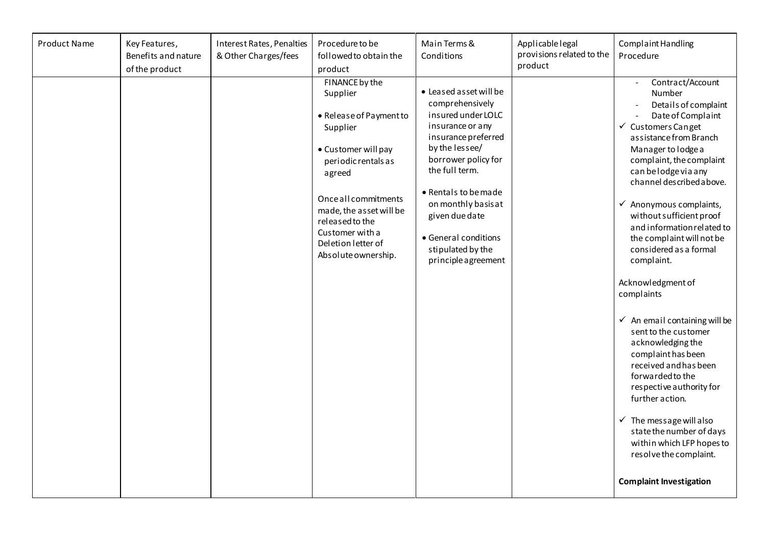| Product Name | Key Features, Benefits and nature of the product | Interest Rates, Penalties & Other Charges/fees | Procedure to be followed to obtain the product | Main Terms & Conditions | Applicable legal provisions related to the product | Complaint Handling Procedure |
|---|---|---|---|---|---|---|
| | | | FINANCE by the Supplier<br><br>• Release of Payment to Supplier<br><br>• Customer will pay periodic rentals as agreed<br><br>Once all commitments made, the asset will be released to the Customer with a Deletion letter of Absolute ownership. | • Leased asset will be comprehensively insured under LOLC insurance or any insurance preferred by the lessee/ borrower policy for the full term.<br><br>• Rentals to be made on monthly basis at given due date<br><br>• General conditions stipulated by the principle agreement | | - Contract/Account Number<br>- Details of complaint<br>- Date of Complaint<br>✓ Customers Can get assistance from Branch Manager to lodge a complaint, the complaint can be lodge via any channel described above.<br><br>✓ Anonymous complaints, without sufficient proof and information related to the complaint will not be considered as a formal complaint.<br><br>Acknowledgment of complaints<br><br>✓ An email containing will be sent to the customer acknowledging the complaint has been received and has been forwarded to the respective authority for further action.<br><br>✓ The message will also state the number of days within which LFP hopes to resolve the complaint.<br><br>**Complaint Investigation** |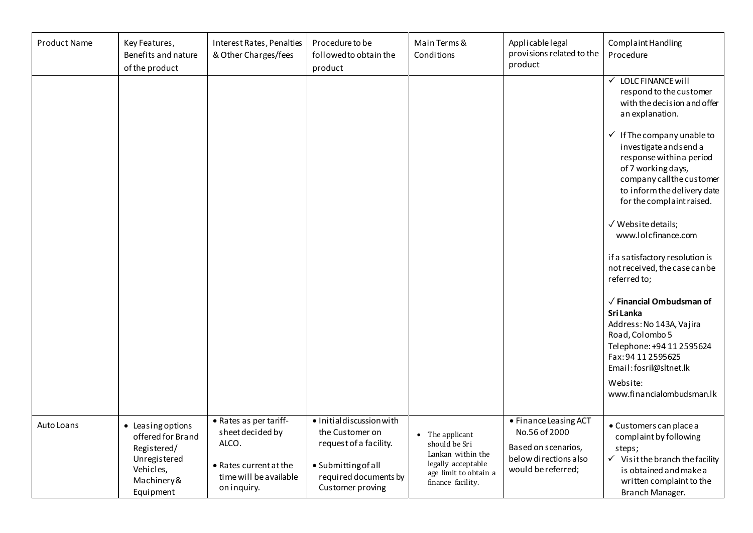| Product Name | Key Features, Benefits and nature of the product | Interest Rates, Penalties & Other Charges/fees | Procedure to be followed to obtain the product | Main Terms & Conditions | Applicable legal provisions related to the product | Complaint Handling Procedure |
|---|---|---|---|---|---|---|
| | | | | | | ✓ LOLC FINANCE will respond to the customer with the decision and offer an explanation.<br><br>✓ If The company unable to investigate and send a response within a period of 7 working days, company call the customer to inform the delivery date for the complaint raised.<br><br>✓ Website details; www.lolcfinance.com<br><br>if a satisfactory resolution is not received, the case can be referred to;<br><br>✓ **Financial Ombudsman of Sri Lanka**<br>Address: No 143A, Vajira Road, Colombo 5<br>Telephone: +94 11 2595624<br>Fax: 94 11 2595625<br>Email: fosril@sltnet.lk<br>Website: www.financialombudsman.lk |
| Auto Loans | • Leasing options offered for Brand Registered/ Unregistered Vehicles, Machinery & Equipment | • Rates as per tariff-sheet decided by ALCO.<br><br>• Rates current at the time will be available on inquiry. | • Initial discussion with the Customer on request of a facility.<br><br>• Submitting of all required documents by Customer proving | • The applicant should be Sri Lankan within the legally acceptable age limit to obtain a finance facility. | • Finance Leasing ACT No.56 of 2000<br>Based on scenarios, below directions also would be referred; | • Customers can place a complaint by following steps;<br>✓ Visit the branch the facility is obtained and make a written complaint to the Branch Manager. |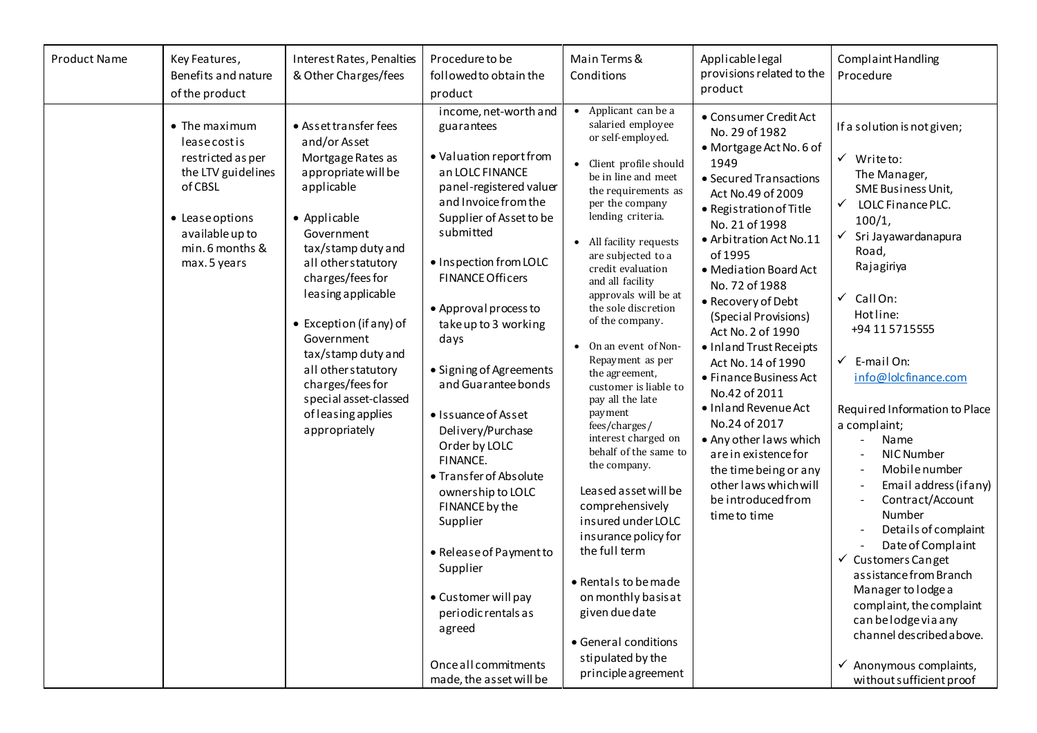| Product Name | Key Features, Benefits and nature of the product | Interest Rates, Penalties & Other Charges/fees | Procedure to be followed to obtain the product | Main Terms & Conditions | Applicable legal provisions related to the product | Complaint Handling Procedure |
|---|---|---|---|---|---|---|
| | • The maximum lease cost is restricted as per the LTV guidelines of CBSL<br><br>• Lease options available up to min. 6 months & max. 5 years | • Asset transfer fees and/or Asset Mortgage Rates as appropriate will be applicable<br><br>• Applicable Government tax/stamp duty and all other statutory charges/fees for leasing applicable<br><br>• Exception (if any) of Government tax/stamp duty and all other statutory charges/fees for special asset-classed of leasing applies appropriately | income, net-worth and guarantees<br><br>• Valuation report from an LOLC FINANCE panel-registered valuer and Invoice from the Supplier of Asset to be submitted<br><br>• Inspection from LOLC FINANCE Officers<br><br>• Approval process to take up to 3 working days<br><br>• Signing of Agreements and Guarantee bonds<br><br>• Issuance of Asset Delivery/Purchase Order by LOLC FINANCE.<br>• Transfer of Absolute ownership to LOLC FINANCE by the Supplier<br><br>• Release of Payment to Supplier<br><br>• Customer will pay periodic rentals as agreed<br><br>Once all commitments made, the asset will be | • Applicant can be a salaried employee or self-employed.<br><br>• Client profile should be in line and meet the requirements as per the company lending criteria.<br><br>• All facility requests are subjected to a credit evaluation and all facility approvals will be at the sole discretion of the company.<br><br>• On an event of Non-Repayment as per the agreement, customer is liable to pay all the late payment fees/charges/ interest charged on behalf of the same to the company.<br><br>Leased asset will be comprehensively insured under LOLC insurance policy for the full term<br><br>• Rentals to be made on monthly basis at given due date<br><br>• General conditions stipulated by the principle agreement | • Consumer Credit Act No. 29 of 1982<br>• Mortgage Act No. 6 of 1949<br>• Secured Transactions Act No.49 of 2009<br>• Registration of Title No. 21 of 1998<br>• Arbitration Act No.11 of 1995<br>• Mediation Board Act No. 72 of 1988<br>• Recovery of Debt (Special Provisions) Act No. 2 of 1990<br>• Inland Trust Receipts Act No. 14 of 1990<br>• Finance Business Act No.42 of 2011<br>• Inland Revenue Act No.24 of 2017<br>• Any other laws which are in existence for the time being or any other laws which will be introduced from time to time | If a solution is not given;<br><br>✓ Write to:<br>The Manager,<br>SME Business Unit,<br>✓ LOLC Finance PLC.<br>100/1,<br>✓ Sri Jayawardanapura Road,<br>Rajagiriya<br><br>✓ Call On:<br>Hotline:<br>+94 11 5715555<br><br>✓ E-mail On:<br>info@lolcfinance.com<br><br>Required Information to Place a complaint;<br>- Name<br>- NIC Number<br>- Mobile number<br>- Email address (if any)<br>- Contract/Account Number<br>- Details of complaint<br>- Date of Complaint<br>✓ Customers Can get assistance from Branch Manager to lodge a complaint, the complaint can be lodge via any channel described above.<br><br>✓ Anonymous complaints, without sufficient proof |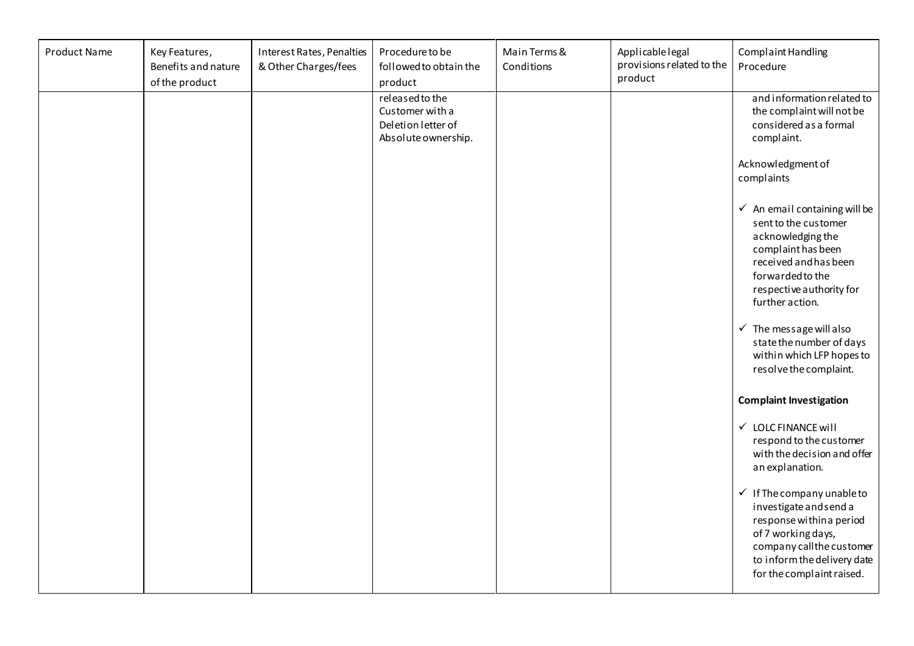| Product Name | Key Features, Benefits and nature of the product | Interest Rates, Penalties & Other Charges/fees | Procedure to be followed to obtain the product | Main Terms & Conditions | Applicable legal provisions related to the product | Complaint Handling Procedure |
|---|---|---|---|---|---|---|
| | | | released to the Customer with a Deletion letter of Absolute ownership. | | | and information related to the complaint will not be considered as a formal complaint.<br><br>Acknowledgment of complaints<br><br>✓ An email containing will be sent to the customer acknowledging the complaint has been received and has been forwarded to the respective authority for further action.<br><br>✓ The message will also state the number of days within which LFP hopes to resolve the complaint.<br><br>**Complaint Investigation**<br><br>✓ LOLC FINANCE will respond to the customer with the decision and offer an explanation.<br><br>✓ If The company unable to investigate and send a response within a period of 7 working days, company call the customer to inform the delivery date for the complaint raised. |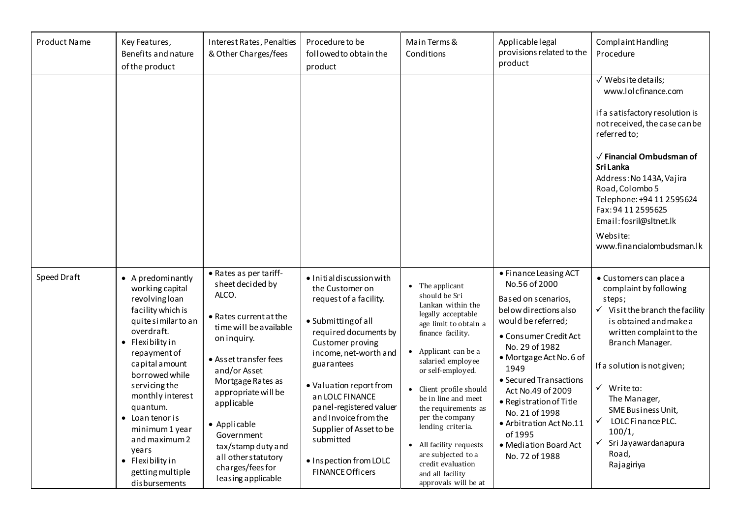| Product Name | Key Features, Benefits and nature of the product | Interest Rates, Penalties & Other Charges/fees | Procedure to be followed to obtain the product | Main Terms & Conditions | Applicable legal provisions related to the product | Complaint Handling Procedure |
|---|---|---|---|---|---|---|
| | | | | | | ✓ Website details; www.lolcfinance.com<br><br>if a satisfactory resolution is not received, the case can be referred to;<br><br>✓ **Financial Ombudsman of Sri Lanka**<br>Address: No 143A, Vajira Road, Colombo 5<br>Telephone: +94 11 2595624<br>Fax: 94 11 2595625<br>Email: fosril@sltnet.lk<br>Website: www.financialombudsman.lk |
| Speed Draft | • A predominantly working capital revolving loan facility which is quite similar to an overdraft.<br>• Flexibility in repayment of capital amount borrowed while servicing the monthly interest quantum.<br>• Loan tenor is minimum 1 year and maximum 2 years<br>• Flexibility in getting multiple disbursements | • Rates as per tariff-sheet decided by ALCO.<br><br>• Rates current at the time will be available on inquiry.<br><br>• Asset transfer fees and/or Asset Mortgage Rates as appropriate will be applicable<br><br>• Applicable Government tax/stamp duty and all other statutory charges/fees for leasing applicable | • Initial discussion with the Customer on request of a facility.<br><br>• Submitting of all required documents by Customer proving income, net-worth and guarantees<br><br>• Valuation report from an LOLC FINANCE panel-registered valuer and Invoice from the Supplier of Asset to be submitted<br><br>• Inspection from LOLC FINANCE Officers | • The applicant should be Sri Lankan within the legally acceptable age limit to obtain a finance facility.<br><br>• Applicant can be a salaried employee or self-employed.<br><br>• Client profile should be in line and meet the requirements as per the company lending criteria.<br><br>• All facility requests are subjected to a credit evaluation and all facility approvals will be at | • Finance Leasing ACT No.56 of 2000<br>Based on scenarios, below directions also would be referred;<br>• Consumer Credit Act No. 29 of 1982<br>• Mortgage Act No. 6 of 1949<br>• Secured Transactions Act No.49 of 2009<br>• Registration of Title No. 21 of 1998<br>• Arbitration Act No.11 of 1995<br>• Mediation Board Act No. 72 of 1988 | • Customers can place a complaint by following steps;<br>✓ Visit the branch the facility is obtained and make a written complaint to the Branch Manager.<br><br>If a solution is not given;<br><br>✓ Write to:<br>The Manager,<br>SME Business Unit,<br>✓ LOLC Finance PLC.<br>100/1,<br>✓ Sri Jayawardanapura Road,<br>Rajagiriya |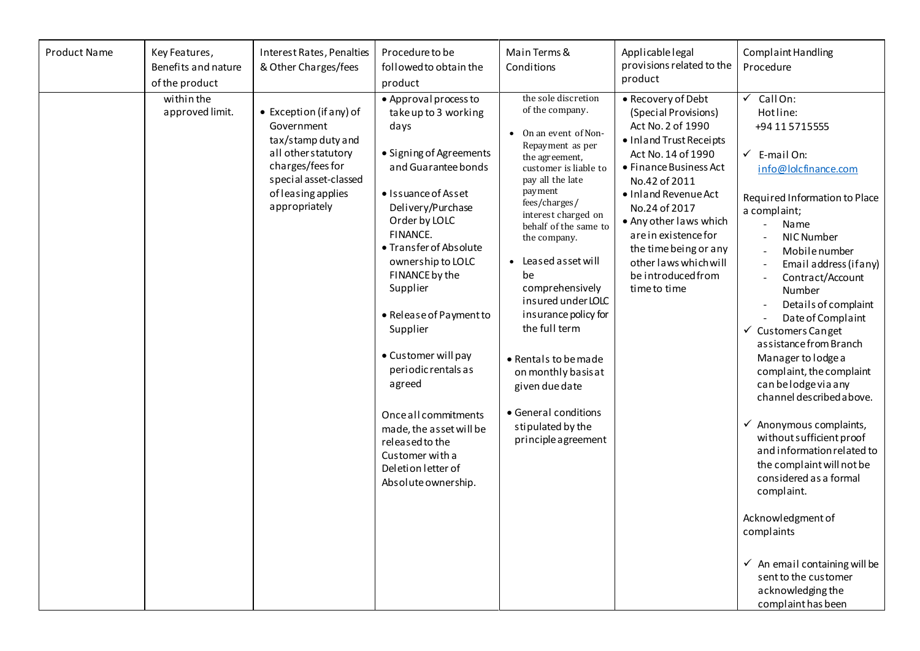| Product Name | Key Features, Benefits and nature of the product | Interest Rates, Penalties & Other Charges/fees | Procedure to be followed to obtain the product | Main Terms & Conditions | Applicable legal provisions related to the product | Complaint Handling Procedure |
|---|---|---|---|---|---|---|
| | within the approved limit. | • Exception (if any) of Government tax/stamp duty and all other statutory charges/fees for special asset-classed of leasing applies appropriately | • Approval process to take up to 3 working days<br><br>• Signing of Agreements and Guarantee bonds<br><br>• Issuance of Asset Delivery/Purchase Order by LOLC FINANCE.<br>• Transfer of Absolute ownership to LOLC FINANCE by the Supplier<br><br>• Release of Payment to Supplier<br><br>• Customer will pay periodic rentals as agreed<br><br>Once all commitments made, the asset will be released to the Customer with a Deletion letter of Absolute ownership. | the sole discretion of the company.<br><br>• On an event of Non-Repayment as per the agreement, customer is liable to pay all the late payment fees/charges/ interest charged on behalf of the same to the company.<br><br>• Leased asset will be comprehensively insured under LOLC insurance policy for the full term<br><br>• Rentals to be made on monthly basis at given due date<br><br>• General conditions stipulated by the principle agreement | • Recovery of Debt (Special Provisions) Act No. 2 of 1990<br>• Inland Trust Receipts Act No. 14 of 1990<br>• Finance Business Act No.42 of 2011<br>• Inland Revenue Act No.24 of 2017<br>• Any other laws which are in existence for the time being or any other laws which will be introduced from time to time | ✓ Call On:<br>Hotline:<br>+94 11 5715555<br><br>✓ E-mail On:<br>info@lolcfinance.com<br><br>Required Information to Place a complaint;<br>- Name<br>- NIC Number<br>- Mobile number<br>- Email address (if any)<br>- Contract/Account Number<br>- Details of complaint<br>- Date of Complaint<br>✓ Customers Can get assistance from Branch Manager to lodge a complaint, the complaint can be lodge via any channel described above.<br><br>✓ Anonymous complaints, without sufficient proof and information related to the complaint will not be considered as a formal complaint.<br><br>Acknowledgment of complaints<br><br>✓ An email containing will be sent to the customer acknowledging the complaint has been |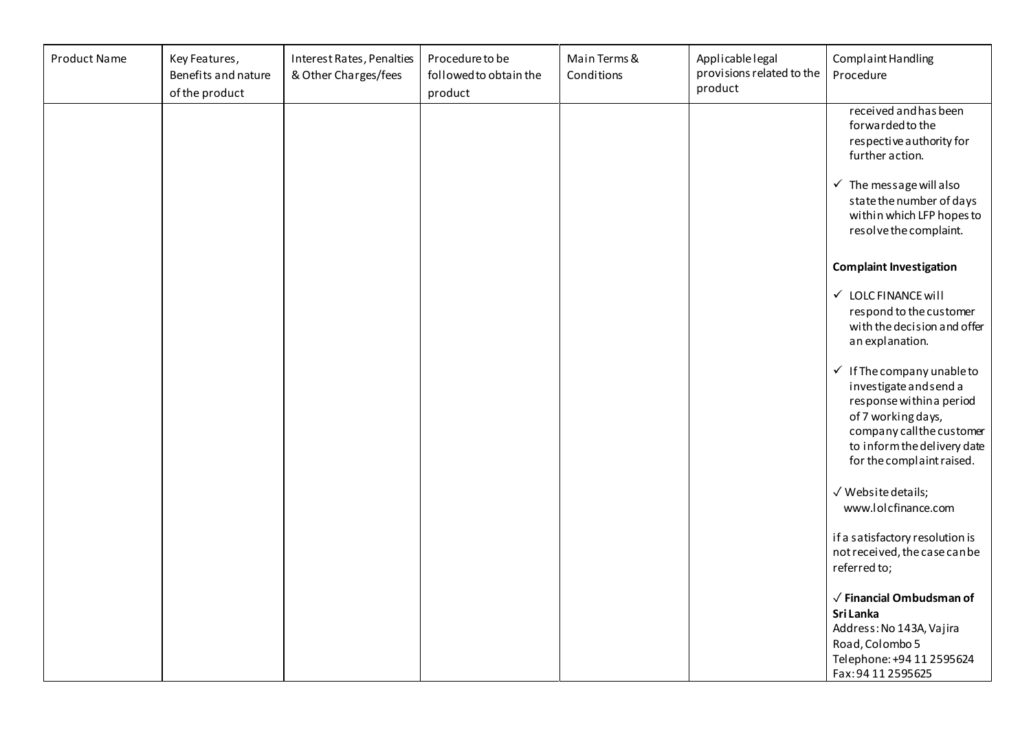| Product Name | Key Features, Benefits and nature of the product | Interest Rates, Penalties & Other Charges/fees | Procedure to be followed to obtain the product | Main Terms & Conditions | Applicable legal provisions related to the product | Complaint Handling Procedure |
|---|---|---|---|---|---|---|
| | | | | | | received and has been forwarded to the respective authority for further action.<br><br>✓ The message will also state the number of days within which LFP hopes to resolve the complaint.<br><br>**Complaint Investigation**<br><br>✓ LOLC FINANCE will respond to the customer with the decision and offer an explanation.<br><br>✓ If The company unable to investigate and send a response within a period of 7 working days, company call the customer to inform the delivery date for the complaint raised.<br><br>✓ Website details; www.lolcfinance.com<br><br>if a satisfactory resolution is not received, the case can be referred to;<br><br>✓ **Financial Ombudsman of Sri Lanka**<br>Address: No 143A, Vajira Road, Colombo 5<br>Telephone: +94 11 2595624<br>Fax: 94 11 2595625 |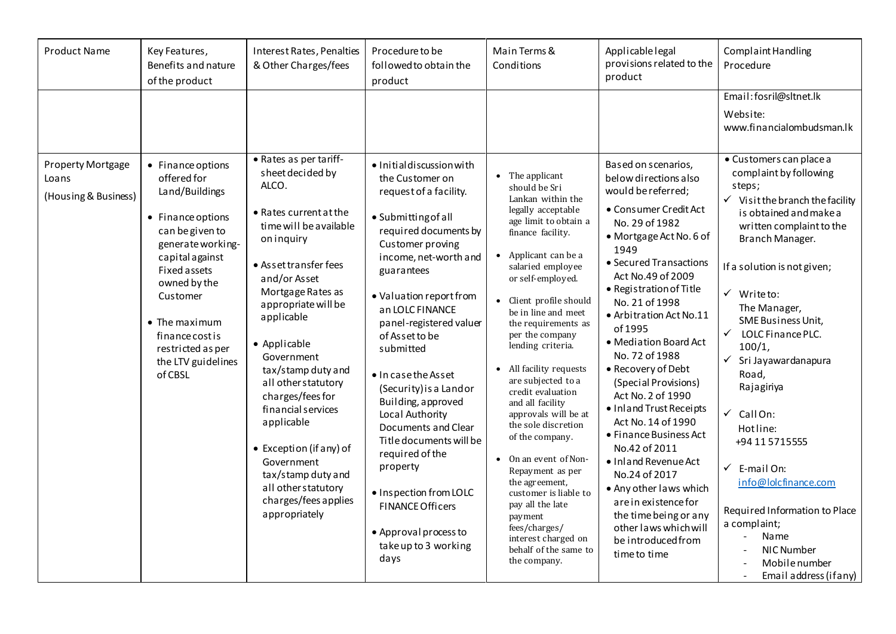| Product Name | Key Features, Benefits and nature of the product | Interest Rates, Penalties & Other Charges/fees | Procedure to be followed to obtain the product | Main Terms & Conditions | Applicable legal provisions related to the product | Complaint Handling Procedure |
|---|---|---|---|---|---|---|
| | | | | | | Email: fosril@sltnet.lk<br>Website: www.financialombudsman.lk |
| Property Mortgage Loans (Housing & Business) | • Finance options offered for Land/Buildings<br>• Finance options can be given to generate working-capital against Fixed assets owned by the Customer<br>• The maximum finance cost is restricted as per the LTV guidelines of CBSL | • Rates as per tariff-sheet decided by ALCO.<br>• Rates current at the time will be available on inquiry<br>• Asset transfer fees and/or Asset Mortgage Rates as appropriate will be applicable<br>• Applicable Government tax/stamp duty and all other statutory charges/fees for financial services applicable<br>• Exception (if any) of Government tax/stamp duty and all other statutory charges/fees applies appropriately | • Initial discussion with the Customer on request of a facility.<br>• Submitting of all required documents by Customer proving income, net-worth and guarantees<br>• Valuation report from an LOLC FINANCE panel-registered valuer of Asset to be submitted<br>• In case the Asset (Security) is a Land or Building, approved Local Authority Documents and Clear Title documents will be required of the property<br>• Inspection from LOLC FINANCE Officers<br>• Approval process to take up to 3 working days | • The applicant should be Sri Lankan within the legally acceptable age limit to obtain a finance facility.<br>• Applicant can be a salaried employee or self-employed.<br>• Client profile should be in line and meet the requirements as per the company lending criteria.<br>• All facility requests are subjected to a credit evaluation and all facility approvals will be at the sole discretion of the company.<br>• On an event of Non-Repayment as per the agreement, customer is liable to pay all the late payment fees/charges/ interest charged on behalf of the same to the company. | Based on scenarios, below directions also would be referred;<br>• Consumer Credit Act No. 29 of 1982<br>• Mortgage Act No. 6 of 1949<br>• Secured Transactions Act No.49 of 2009<br>• Registration of Title No. 21 of 1998<br>• Arbitration Act No.11 of 1995<br>• Mediation Board Act No. 72 of 1988<br>• Recovery of Debt (Special Provisions) Act No. 2 of 1990<br>• Inland Trust Receipts Act No. 14 of 1990<br>• Finance Business Act No.42 of 2011<br>• Inland Revenue Act No.24 of 2017<br>• Any other laws which are in existence for the time being or any other laws which will be introduced from time to time | • Customers can place a complaint by following steps;<br>✓ Visit the branch the facility is obtained and make a written complaint to the Branch Manager.<br>If a solution is not given;<br>✓ Write to: The Manager, SME Business Unit,<br>✓ LOLC Finance PLC. 100/1,<br>✓ Sri Jayawardanapura Road, Rajagiriya<br>✓ Call On: Hotline: +94 11 5715555<br>✓ E-mail On: info@lolcfinance.com<br>Required Information to Place a complaint;<br>- Name<br>- NIC Number<br>- Mobile number<br>- Email address (if any) |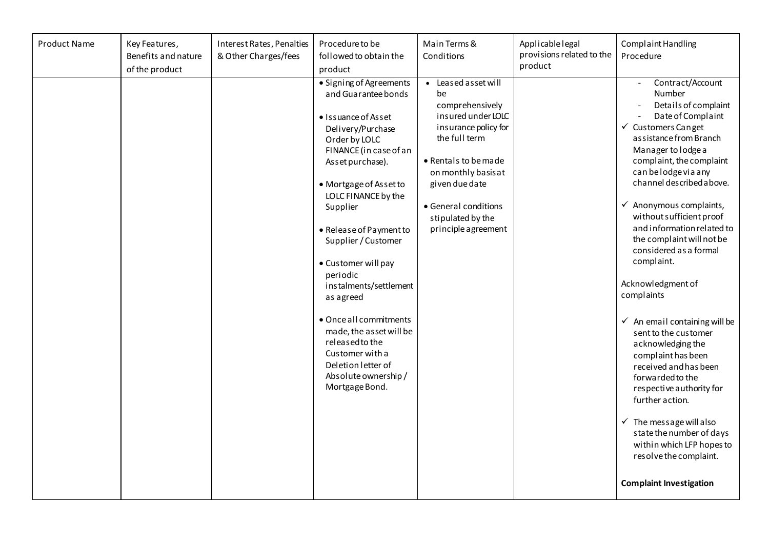| Product Name | Key Features, Benefits and nature of the product | Interest Rates, Penalties & Other Charges/fees | Procedure to be followed to obtain the product | Main Terms & Conditions | Applicable legal provisions related to the product | Complaint Handling Procedure |
|---|---|---|---|---|---|---|
| | | | • Signing of Agreements and Guarantee bonds<br><br>• Issuance of Asset Delivery/Purchase Order by LOLC FINANCE (in case of an Asset purchase).<br><br>• Mortgage of Asset to LOLC FINANCE by the Supplier<br><br>• Release of Payment to Supplier / Customer<br><br>• Customer will pay periodic instalments/settlement as agreed<br><br>• Once all commitments made, the asset will be released to the Customer with a Deletion letter of Absolute ownership / Mortgage Bond. | • Leased asset will be comprehensively insured under LOLC insurance policy for the full term<br><br>• Rentals to be made on monthly basis at given due date<br><br>• General conditions stipulated by the principle agreement | | - Contract/Account Number<br>- Details of complaint<br>- Date of Complaint<br>✓ Customers Can get assistance from Branch Manager to lodge a complaint, the complaint can be lodge via any channel described above.<br><br>✓ Anonymous complaints, without sufficient proof and information related to the complaint will not be considered as a formal complaint.<br><br>Acknowledgment of complaints<br><br>✓ An email containing will be sent to the customer acknowledging the complaint has been received and has been forwarded to the respective authority for further action.<br><br>✓ The message will also state the number of days within which LFP hopes to resolve the complaint.<br><br>**Complaint Investigation** |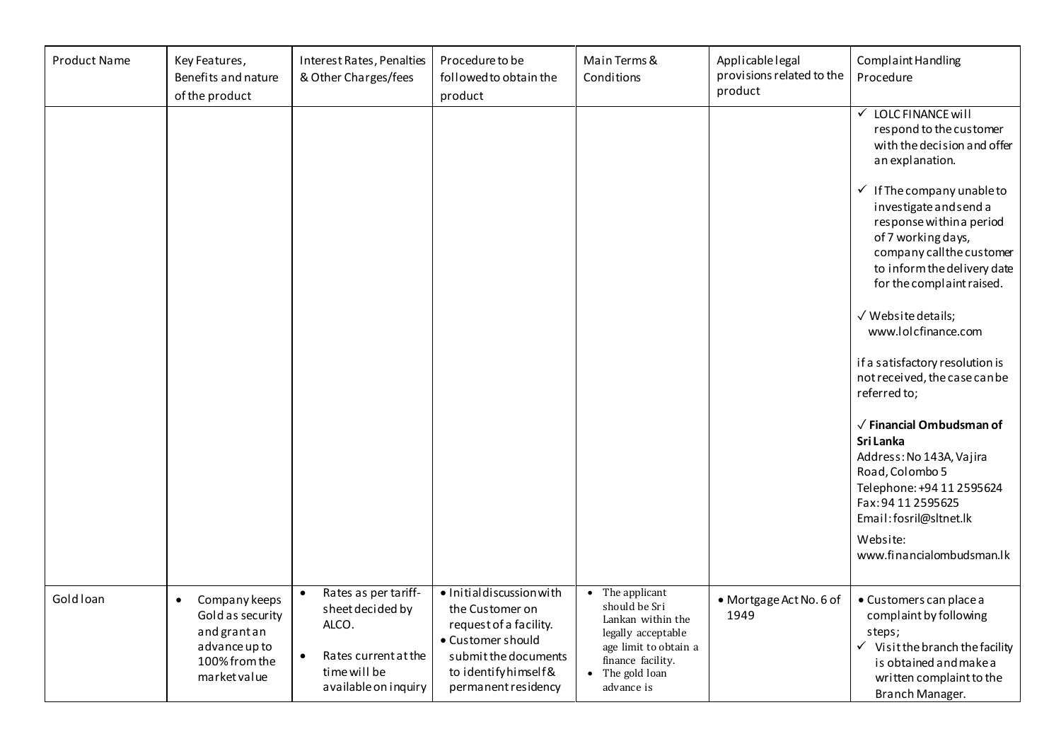| Product Name | Key Features, Benefits and nature of the product | Interest Rates, Penalties & Other Charges/fees | Procedure to be followed to obtain the product | Main Terms & Conditions | Applicable legal provisions related to the product | Complaint Handling Procedure |
|---|---|---|---|---|---|---|
| | | | | | | ✓ LOLC FINANCE will respond to the customer with the decision and offer an explanation.<br><br>✓ If The company unable to investigate and send a response within a period of 7 working days, company call the customer to inform the delivery date for the complaint raised.<br><br>✓ Website details; www.lolcfinance.com<br><br>if a satisfactory resolution is not received, the case can be referred to;<br><br>✓ **Financial Ombudsman of Sri Lanka**<br>Address: No 143A, Vajira Road, Colombo 5<br>Telephone: +94 11 2595624<br>Fax: 94 11 2595625<br>Email: fosril@sltnet.lk<br>Website: www.financialombudsman.lk |
| Gold loan | • Company keeps Gold as security and grant an advance up to 100% from the market value | • Rates as per tariff-sheet decided by ALCO.<br>• Rates current at the time will be available on inquiry | • Initial discussion with the Customer on request of a facility.<br>• Customer should submit the documents to identify himself & permanent residency | • The applicant should be Sri Lankan within the legally acceptable age limit to obtain a finance facility.<br>• The gold loan advance is | • Mortgage Act No. 6 of 1949 | • Customers can place a complaint by following steps;<br>✓ Visit the branch the facility is obtained and make a written complaint to the Branch Manager. |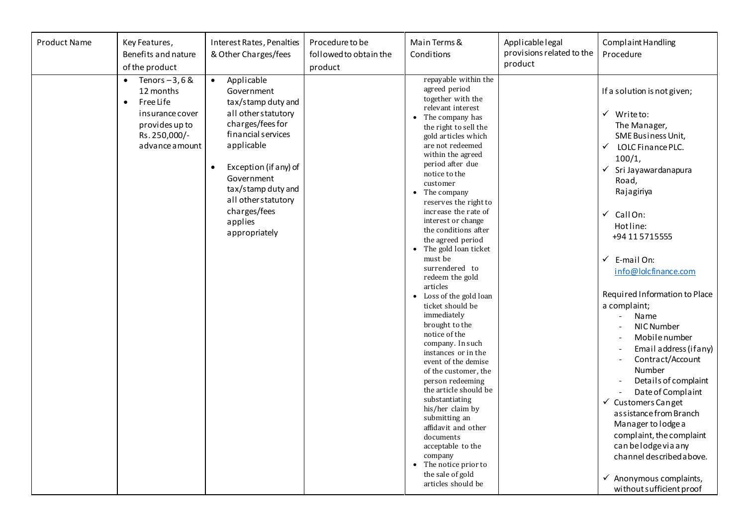| Product Name | Key Features, Benefits and nature of the product | Interest Rates, Penalties & Other Charges/fees | Procedure to be followed to obtain the product | Main Terms & Conditions | Applicable legal provisions related to the product | Complaint Handling Procedure |
|---|---|---|---|---|---|---|
| | • Tenors – 3, 6 & 12 months<br>• Free Life insurance cover provides up to Rs. 250,000/- advance amount | • Applicable Government tax/stamp duty and all other statutory charges/fees for financial services applicable<br><br>• Exception (if any) of Government tax/stamp duty and all other statutory charges/fees applies appropriately | | repayable within the agreed period together with the relevant interest<br>• The company has the right to sell the gold articles which are not redeemed within the agreed period after due notice to the customer<br>• The company reserves the right to increase the rate of interest or change the conditions after the agreed period<br>• The gold loan ticket must be surrendered to redeem the gold articles<br>• Loss of the gold loan ticket should be immediately brought to the notice of the company. In such instances or in the event of the demise of the customer, the person redeeming the article should be substantiating his/her claim by submitting an affidavit and other documents acceptable to the company<br>• The notice prior to the sale of gold articles should be | | If a solution is not given;<br><br>✓ Write to:<br>The Manager,<br>SME Business Unit,<br>✓ LOLC Finance PLC.<br>100/1,<br>✓ Sri Jayawardanapura Road,<br>Rajagiriya<br><br>✓ Call On:<br>Hotline:<br>+94 11 5715555<br><br>✓ E-mail On:<br>info@lolcfinance.com<br><br>Required Information to Place a complaint;<br>- Name<br>- NIC Number<br>- Mobile number<br>- Email address (if any)<br>- Contract/Account Number<br>- Details of complaint<br>- Date of Complaint<br>✓ Customers Can get assistance from Branch Manager to lodge a complaint, the complaint can be lodge via any channel described above.<br><br>✓ Anonymous complaints, without sufficient proof |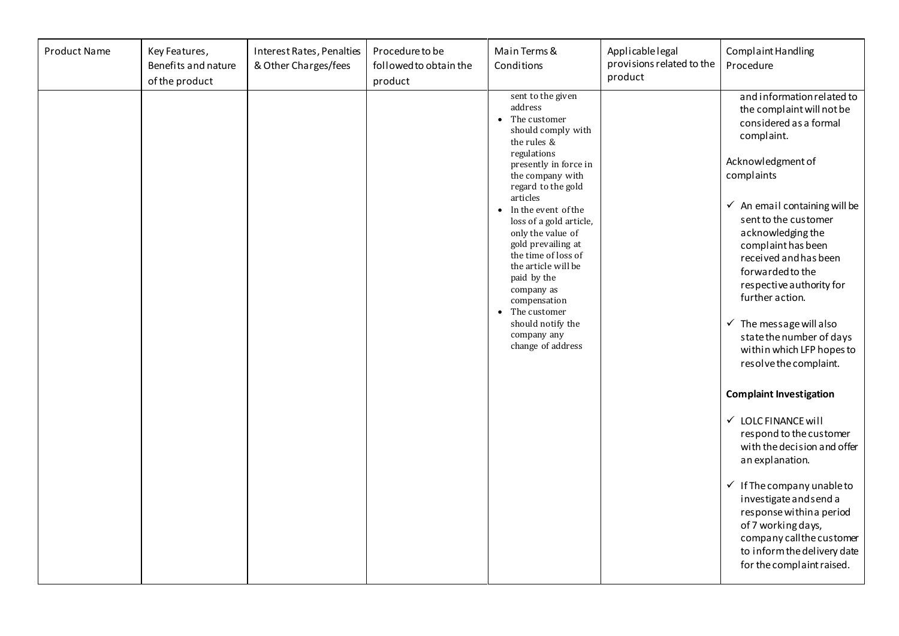| Product Name | Key Features, Benefits and nature of the product | Interest Rates, Penalties & Other Charges/fees | Procedure to be followed to obtain the product | Main Terms & Conditions | Applicable legal provisions related to the product | Complaint Handling Procedure |
|---|---|---|---|---|---|---|
| | | | | sent to the given address<br>• The customer should comply with the rules & regulations presently in force in the company with regard to the gold articles<br>• In the event of the loss of a gold article, only the value of gold prevailing at the time of loss of the article will be paid by the company as compensation<br>• The customer should notify the company any change of address | | and information related to the complaint will not be considered as a formal complaint.<br><br>Acknowledgment of complaints<br><br>✓ An email containing will be sent to the customer acknowledging the complaint has been received and has been forwarded to the respective authority for further action.<br><br>✓ The message will also state the number of days within which LFP hopes to resolve the complaint.<br><br>**Complaint Investigation**<br><br>✓ LOLC FINANCE will respond to the customer with the decision and offer an explanation.<br><br>✓ If The company unable to investigate and send a response within a period of 7 working days, company call the customer to inform the delivery date for the complaint raised. |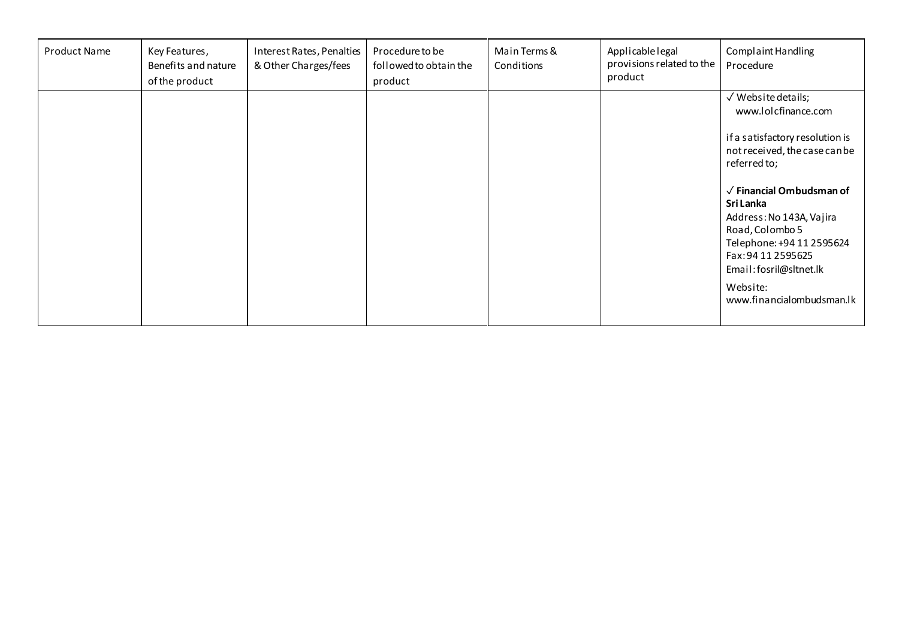| Product Name | Key Features, Benefits and nature of the product | Interest Rates, Penalties & Other Charges/fees | Procedure to be followed to obtain the product | Main Terms & Conditions | Applicable legal provisions related to the product | Complaint Handling Procedure |
|---|---|---|---|---|---|---|
| | | | | | | ✓ Website details; www.lolcfinance.com<br><br>if a satisfactory resolution is not received, the case can be referred to;<br><br>✓ **Financial Ombudsman of Sri Lanka**<br>Address: No 143A, Vajira Road, Colombo 5<br>Telephone: +94 11 2595624<br>Fax: 94 11 2595625<br>Email: fosril@sltnet.lk<br>Website: www.financialombudsman.lk |